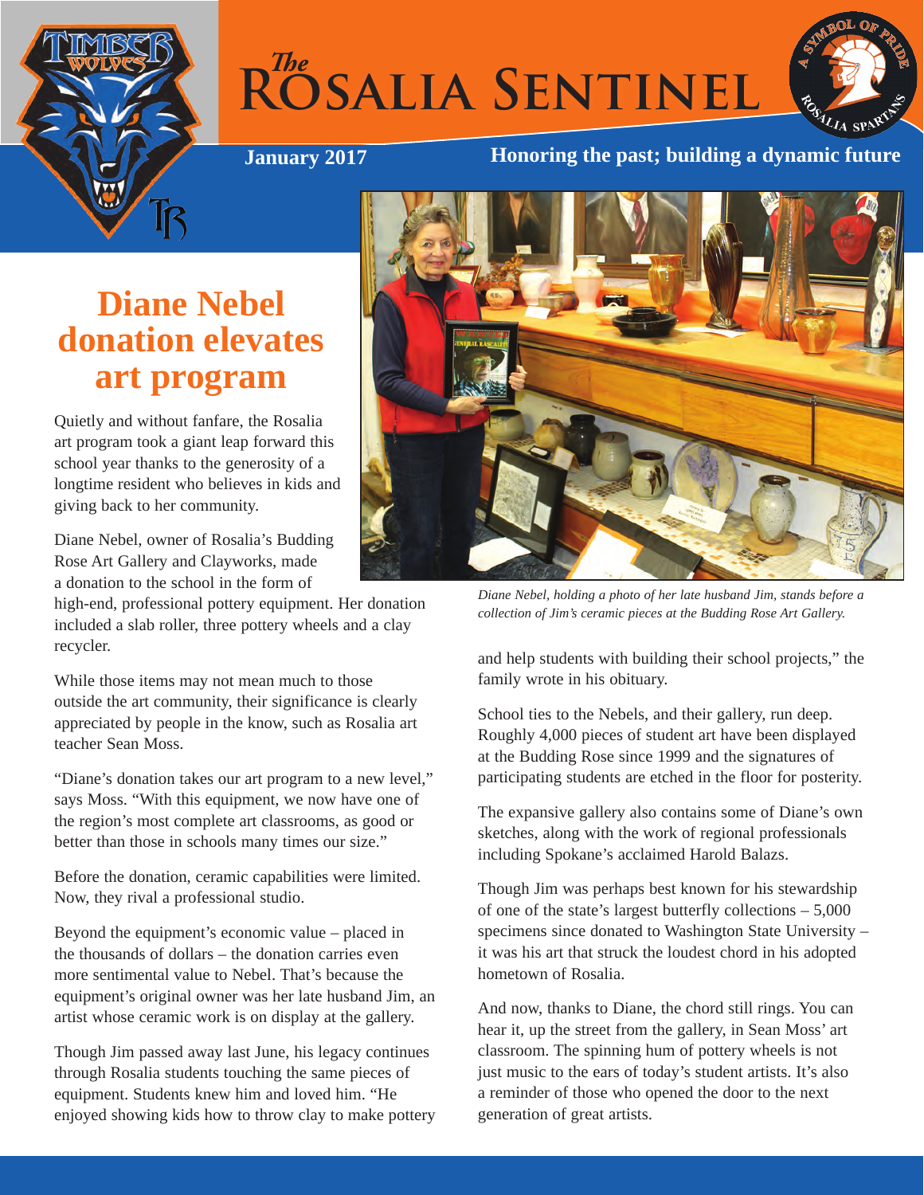# The Rosalia Sentinel

**January 2017** | **Honoring the past; building a dynamic future**

## Diane Nebel donation elevates art program

Quietly and without fanfare, the Rosalia art program took a giant leap forward this school year thanks to the generosity of a longtime resident who believes in kids and giving back to her community.

Diane Nebel, owner of Rosalia's Budding Rose Art Gallery and Clayworks, made a donation to the school in the form of high-end, professional pottery equipment. Her donation included a slab roller, three pottery wheels and a clay recycler.

While those items may not mean much to those outside the art community, their significance is clearly appreciated by people in the know, such as Rosalia art teacher Sean Moss.

"Diane's donation takes our art program to a new level," says Moss. "With this equipment, we now have one of the region's most complete art classrooms, as good or better than those in schools many times our size."

Before the donation, ceramic capabilities were limited. Now, they rival a professional studio.

Beyond the equipment's economic value – placed in the thousands of dollars – the donation carries even more sentimental value to Nebel. That's because the equipment's original owner was her late husband Jim, an artist whose ceramic work is on display at the gallery.

Though Jim passed away last June, his legacy continues through Rosalia students touching the same pieces of equipment. Students knew him and loved him. "He enjoyed showing kids how to throw clay to make pottery and help students with building their school projects," the family wrote in his obituary.

*Diane Nebel, holding a photo of her late husband Jim, stands before a collection of Jim's ceramic pieces at the Budding Rose Art Gallery.*

School ties to the Nebels, and their gallery, run deep. Roughly 4,000 pieces of student art have been displayed at the Budding Rose since 1999 and the signatures of participating students are etched in the floor for posterity.

The expansive gallery also contains some of Diane's own sketches, along with the work of regional professionals including Spokane's acclaimed Harold Balazs.

Though Jim was perhaps best known for his stewardship of one of the state's largest butterfly collections – 5,000 specimens since donated to Washington State University – it was his art that struck the loudest chord in his adopted hometown of Rosalia.

And now, thanks to Diane, the chord still rings. You can hear it, up the street from the gallery, in Sean Moss' art classroom. The spinning hum of pottery wheels is not just music to the ears of today's student artists. It's also a reminder of those who opened the door to the next generation of great artists.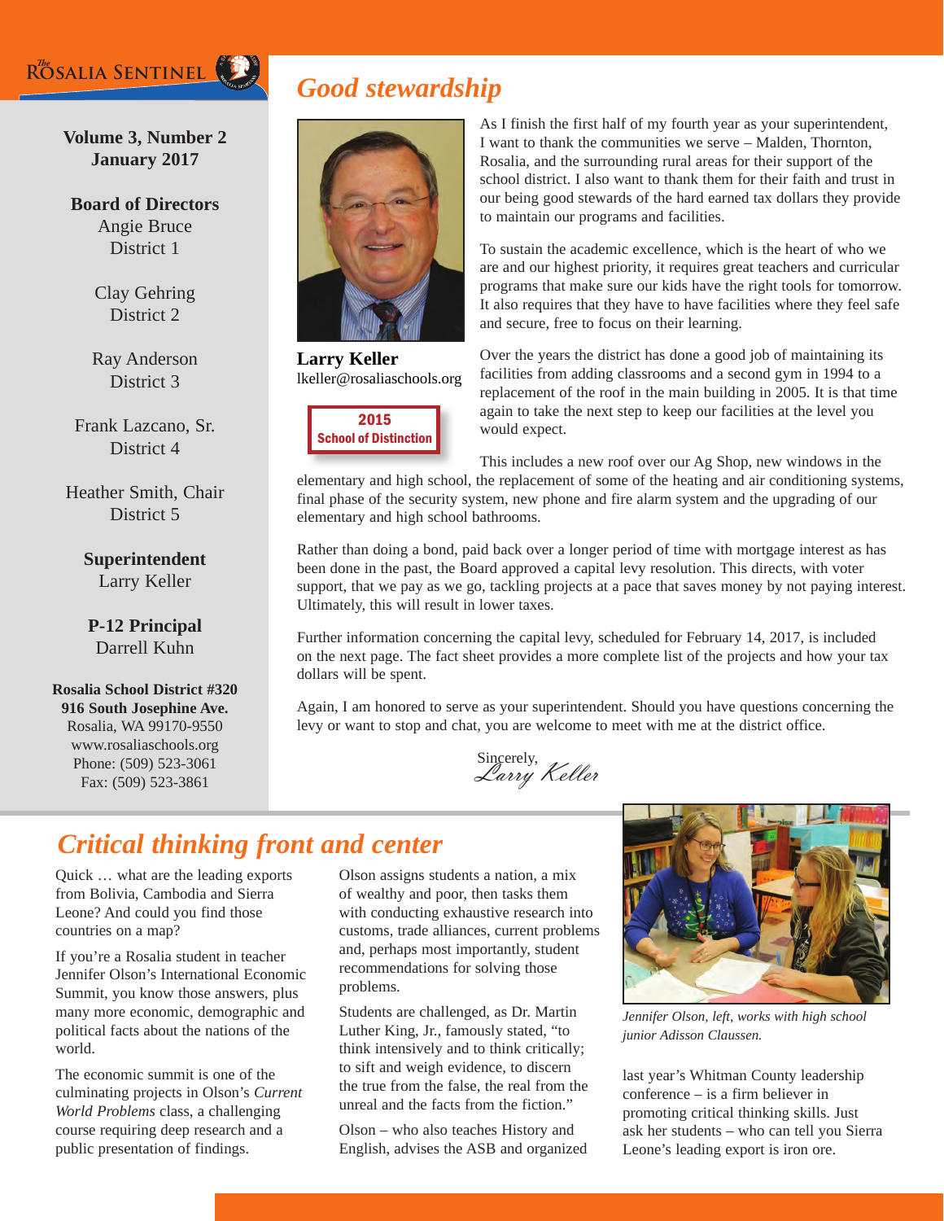The Rosalia Sentinel

**Volume 3, Number 2**
**January 2017**

**Board of Directors**
Angie Bruce
District 1

Clay Gehring
District 2

Ray Anderson
District 3

Frank Lazcano, Sr.
District 4

Heather Smith, Chair
District 5

**Superintendent**
Larry Keller

**P-12 Principal**
Darrell Kuhn

**Rosalia School District #320**
**916 South Josephine Ave.**
Rosalia, WA 99170-9550
www.rosaliaschools.org
Phone: (509) 523-3061
Fax: (509) 523-3861

## *Good stewardship*

**Larry Keller**
lkeller@rosaliaschools.org

**2015 School of Distinction**

As I finish the first half of my fourth year as your superintendent, I want to thank the communities we serve – Malden, Thornton, Rosalia, and the surrounding rural areas for their support of the school district. I also want to thank them for their faith and trust in our being good stewards of the hard earned tax dollars they provide to maintain our programs and facilities.

To sustain the academic excellence, which is the heart of who we are and our highest priority, it requires great teachers and curricular programs that make sure our kids have the right tools for tomorrow. It also requires that they have to have facilities where they feel safe and secure, free to focus on their learning.

Over the years the district has done a good job of maintaining its facilities from adding classrooms and a second gym in 1994 to a replacement of the roof in the main building in 2005. It is that time again to take the next step to keep our facilities at the level you would expect.

This includes a new roof over our Ag Shop, new windows in the elementary and high school, the replacement of some of the heating and air conditioning systems, final phase of the security system, new phone and fire alarm system and the upgrading of our elementary and high school bathrooms.

Rather than doing a bond, paid back over a longer period of time with mortgage interest as has been done in the past, the Board approved a capital levy resolution. This directs, with voter support, that we pay as we go, tackling projects at a pace that saves money by not paying interest. Ultimately, this will result in lower taxes.

Further information concerning the capital levy, scheduled for February 14, 2017, is included on the next page. The fact sheet provides a more complete list of the projects and how your tax dollars will be spent.

Again, I am honored to serve as your superintendent. Should you have questions concerning the levy or want to stop and chat, you are welcome to meet with me at the district office.

Sincerely,
*Larry Keller*

## *Critical thinking front and center*

Quick … what are the leading exports from Bolivia, Cambodia and Sierra Leone? And could you find those countries on a map?

If you're a Rosalia student in teacher Jennifer Olson's International Economic Summit, you know those answers, plus many more economic, demographic and political facts about the nations of the world.

The economic summit is one of the culminating projects in Olson's *Current World Problems* class, a challenging course requiring deep research and a public presentation of findings.

Olson assigns students a nation, a mix of wealthy and poor, then tasks them with conducting exhaustive research into customs, trade alliances, current problems and, perhaps most importantly, student recommendations for solving those problems.

Students are challenged, as Dr. Martin Luther King, Jr., famously stated, "to think intensively and to think critically; to sift and weigh evidence, to discern the true from the false, the real from the unreal and the facts from the fiction."

Olson – who also teaches History and English, advises the ASB and organized last year's Whitman County leadership conference – is a firm believer in promoting critical thinking skills. Just ask her students – who can tell you Sierra Leone's leading export is iron ore.

*Jennifer Olson, left, works with high school junior Adisson Claussen.*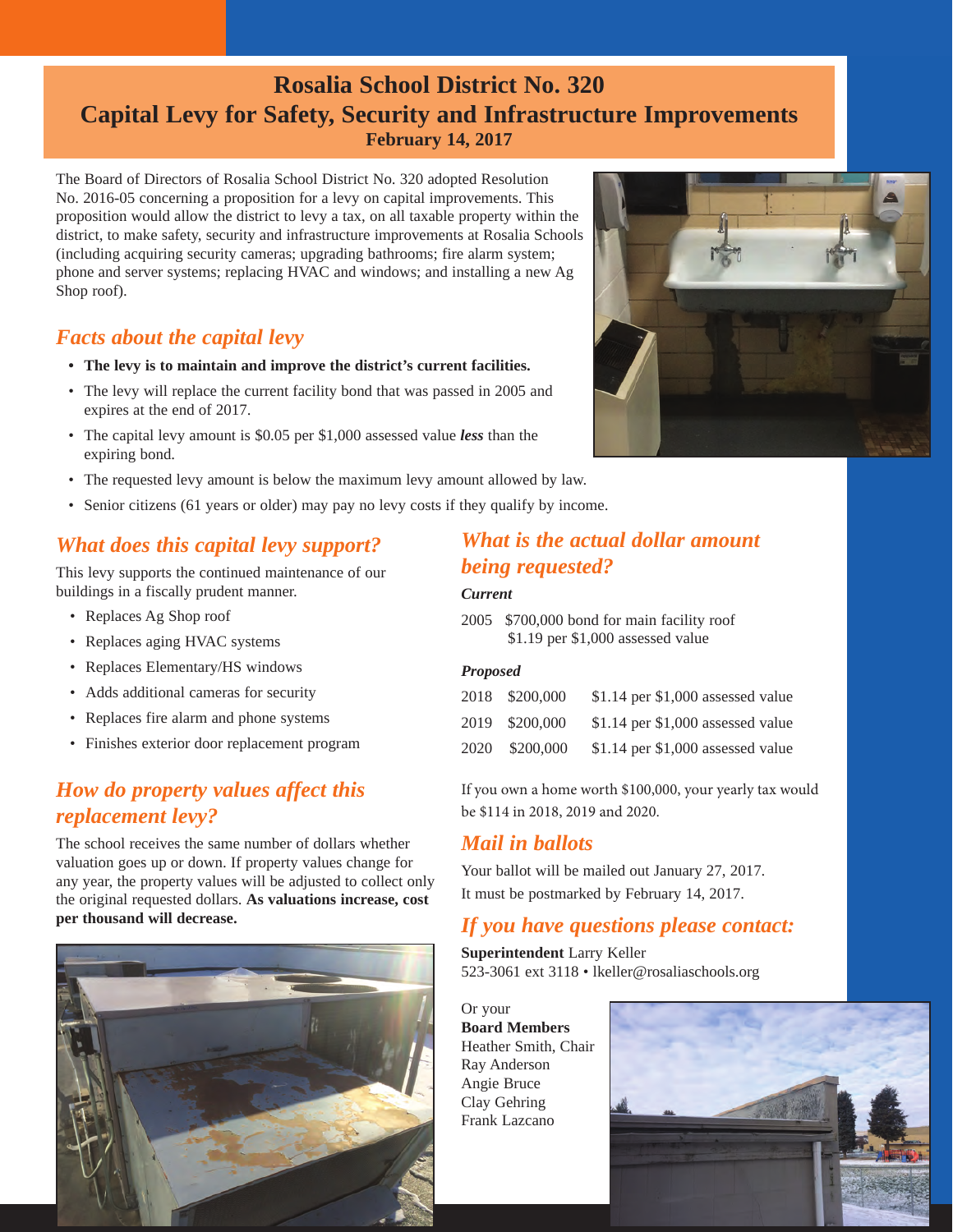# Rosalia School District No. 320

## Capital Levy for Safety, Security and Infrastructure Improvements

**February 14, 2017**

The Board of Directors of Rosalia School District No. 320 adopted Resolution No. 2016-05 concerning a proposition for a levy on capital improvements. This proposition would allow the district to levy a tax, on all taxable property within the district, to make safety, security and infrastructure improvements at Rosalia Schools (including acquiring security cameras; upgrading bathrooms; fire alarm system; phone and server systems; replacing HVAC and windows; and installing a new Ag Shop roof).

## *Facts about the capital levy*

- **The levy is to maintain and improve the district's current facilities.**
- The levy will replace the current facility bond that was passed in 2005 and expires at the end of 2017.
- The capital levy amount is $0.05 per $1,000 assessed value ***less*** than the expiring bond.
- The requested levy amount is below the maximum levy amount allowed by law.
- Senior citizens (61 years or older) may pay no levy costs if they qualify by income.

## *What does this capital levy support?*

This levy supports the continued maintenance of our buildings in a fiscally prudent manner.

- Replaces Ag Shop roof
- Replaces aging HVAC systems
- Replaces Elementary/HS windows
- Adds additional cameras for security
- Replaces fire alarm and phone systems
- Finishes exterior door replacement program

## *How do property values affect this replacement levy?*

The school receives the same number of dollars whether valuation goes up or down. If property values change for any year, the property values will be adjusted to collect only the original requested dollars. **As valuations increase, cost per thousand will decrease.**

## *What is the actual dollar amount being requested?*

***Current***

2005 $700,000 bond for main facility roof
$1.19 per $1,000 assessed value

***Proposed***

| | | |
|---|---|---|
| 2018 | $200,000 | $1.14 per $1,000 assessed value |
| 2019 | $200,000 | $1.14 per $1,000 assessed value |
| 2020 | $200,000 | $1.14 per $1,000 assessed value |

If you own a home worth $100,000, your yearly tax would be $114 in 2018, 2019 and 2020.

## *Mail in ballots*

Your ballot will be mailed out January 27, 2017.
It must be postmarked by February 14, 2017.

## *If you have questions please contact:*

**Superintendent** Larry Keller
523-3061 ext 3118 • lkeller@rosaliaschools.org

Or your
**Board Members**
Heather Smith, Chair
Ray Anderson
Angie Bruce
Clay Gehring
Frank Lazcano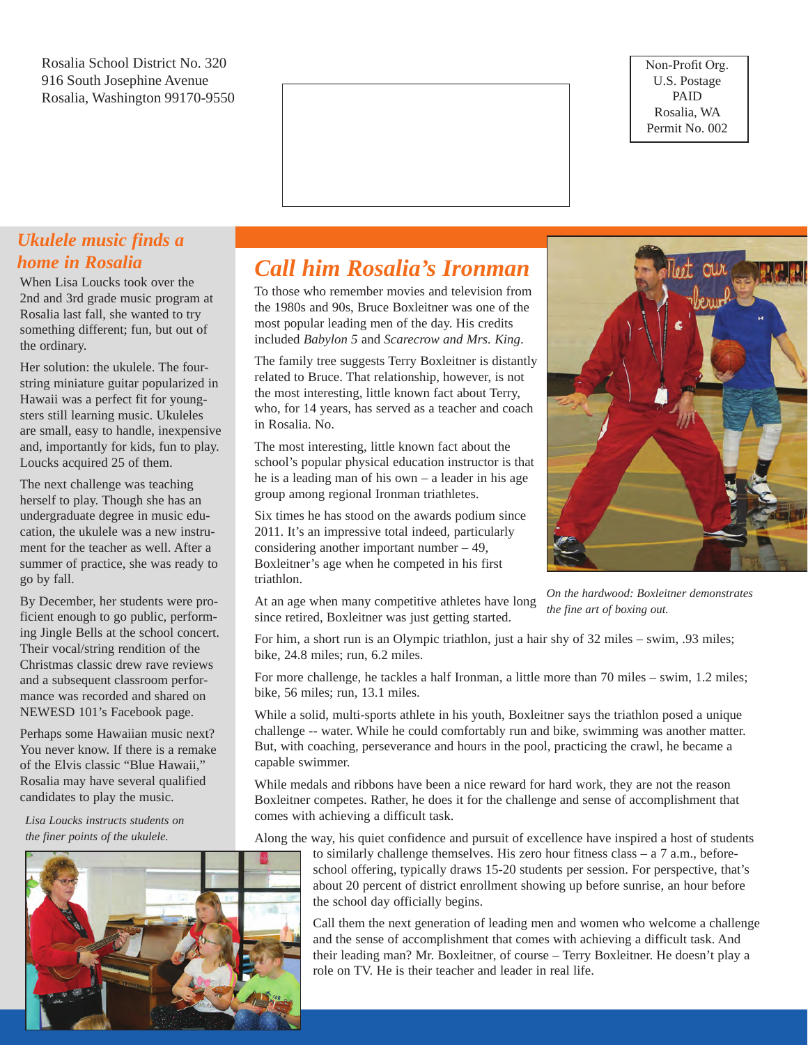Rosalia School District No. 320
916 South Josephine Avenue
Rosalia, Washington 99170-9550

Non-Profit Org.
U.S. Postage
PAID
Rosalia, WA
Permit No. 002

## *Ukulele music finds a home in Rosalia*

When Lisa Loucks took over the 2nd and 3rd grade music program at Rosalia last fall, she wanted to try something different; fun, but out of the ordinary.

Her solution: the ukulele. The four-string miniature guitar popularized in Hawaii was a perfect fit for youngsters still learning music. Ukuleles are small, easy to handle, inexpensive and, importantly for kids, fun to play. Loucks acquired 25 of them.

The next challenge was teaching herself to play. Though she has an undergraduate degree in music education, the ukulele was a new instrument for the teacher as well. After a summer of practice, she was ready to go by fall.

By December, her students were proficient enough to go public, performing Jingle Bells at the school concert. Their vocal/string rendition of the Christmas classic drew rave reviews and a subsequent classroom performance was recorded and shared on NEWESD 101's Facebook page.

Perhaps some Hawaiian music next? You never know. If there is a remake of the Elvis classic "Blue Hawaii," Rosalia may have several qualified candidates to play the music.

*Lisa Loucks instructs students on the finer points of the ukulele.*

## *Call him Rosalia's Ironman*

To those who remember movies and television from the 1980s and 90s, Bruce Boxleitner was one of the most popular leading men of the day. His credits included *Babylon 5* and *Scarecrow and Mrs. King*.

The family tree suggests Terry Boxleitner is distantly related to Bruce. That relationship, however, is not the most interesting, little known fact about Terry, who, for 14 years, has served as a teacher and coach in Rosalia. No.

The most interesting, little known fact about the school's popular physical education instructor is that he is a leading man of his own – a leader in his age group among regional Ironman triathletes.

Six times he has stood on the awards podium since 2011. It's an impressive total indeed, particularly considering another important number – 49, Boxleitner's age when he competed in his first triathlon.

At an age when many competitive athletes have long since retired, Boxleitner was just getting started.

*On the hardwood: Boxleitner demonstrates the fine art of boxing out.*

For him, a short run is an Olympic triathlon, just a hair shy of 32 miles – swim, .93 miles; bike, 24.8 miles; run, 6.2 miles.

For more challenge, he tackles a half Ironman, a little more than 70 miles – swim, 1.2 miles; bike, 56 miles; run, 13.1 miles.

While a solid, multi-sports athlete in his youth, Boxleitner says the triathlon posed a unique challenge -- water. While he could comfortably run and bike, swimming was another matter. But, with coaching, perseverance and hours in the pool, practicing the crawl, he became a capable swimmer.

While medals and ribbons have been a nice reward for hard work, they are not the reason Boxleitner competes. Rather, he does it for the challenge and sense of accomplishment that comes with achieving a difficult task.

Along the way, his quiet confidence and pursuit of excellence have inspired a host of students to similarly challenge themselves. His zero hour fitness class – a 7 a.m., before-school offering, typically draws 15-20 students per session. For perspective, that's about 20 percent of district enrollment showing up before sunrise, an hour before the school day officially begins.

Call them the next generation of leading men and women who welcome a challenge and the sense of accomplishment that comes with achieving a difficult task. And their leading man? Mr. Boxleitner, of course – Terry Boxleitner. He doesn't play a role on TV. He is their teacher and leader in real life.